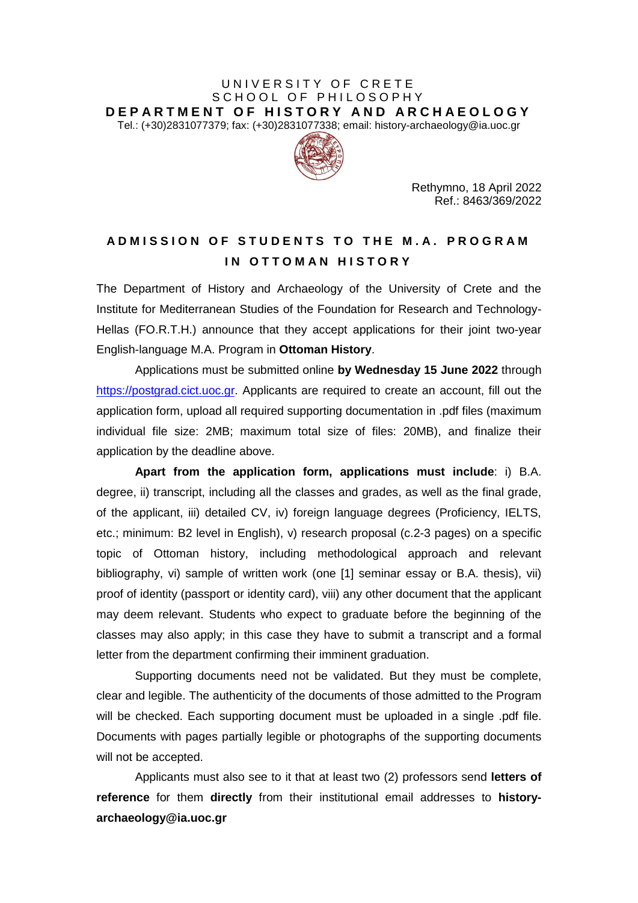UNIVERSITY OF CRETE
SCHOOL OF PHILOSOPHY
**DEPARTMENT OF HISTORY AND ARCHAEOLOGY**
Tel.: (+30)2831077379; fax: (+30)2831077338; email: history-archaeology@ia.uoc.gr

Rethymno, 18 April 2022
Ref.: 8463/369/2022

# ADMISSION OF STUDENTS TO THE M.A. PROGRAM IN OTTOMAN HISTORY

The Department of History and Archaeology of the University of Crete and the Institute for Mediterranean Studies of the Foundation for Research and Technology-Hellas (FO.R.T.H.) announce that they accept applications for their joint two-year English-language M.A. Program in **Ottoman History**.

Applications must be submitted online **by Wednesday 15 June 2022** through https://postgrad.cict.uoc.gr. Applicants are required to create an account, fill out the application form, upload all required supporting documentation in .pdf files (maximum individual file size: 2MB; maximum total size of files: 20MB), and finalize their application by the deadline above.

**Apart from the application form, applications must include**: i) B.A. degree, ii) transcript, including all the classes and grades, as well as the final grade, of the applicant, iii) detailed CV, iv) foreign language degrees (Proficiency, IELTS, etc.; minimum: B2 level in English), v) research proposal (c.2-3 pages) on a specific topic of Ottoman history, including methodological approach and relevant bibliography, vi) sample of written work (one [1] seminar essay or B.A. thesis), vii) proof of identity (passport or identity card), viii) any other document that the applicant may deem relevant. Students who expect to graduate before the beginning of the classes may also apply; in this case they have to submit a transcript and a formal letter from the department confirming their imminent graduation.

Supporting documents need not be validated. But they must be complete, clear and legible. The authenticity of the documents of those admitted to the Program will be checked. Each supporting document must be uploaded in a single .pdf file. Documents with pages partially legible or photographs of the supporting documents will not be accepted.

Applicants must also see to it that at least two (2) professors send **letters of reference** for them **directly** from their institutional email addresses to **history-archaeology@ia.uoc.gr**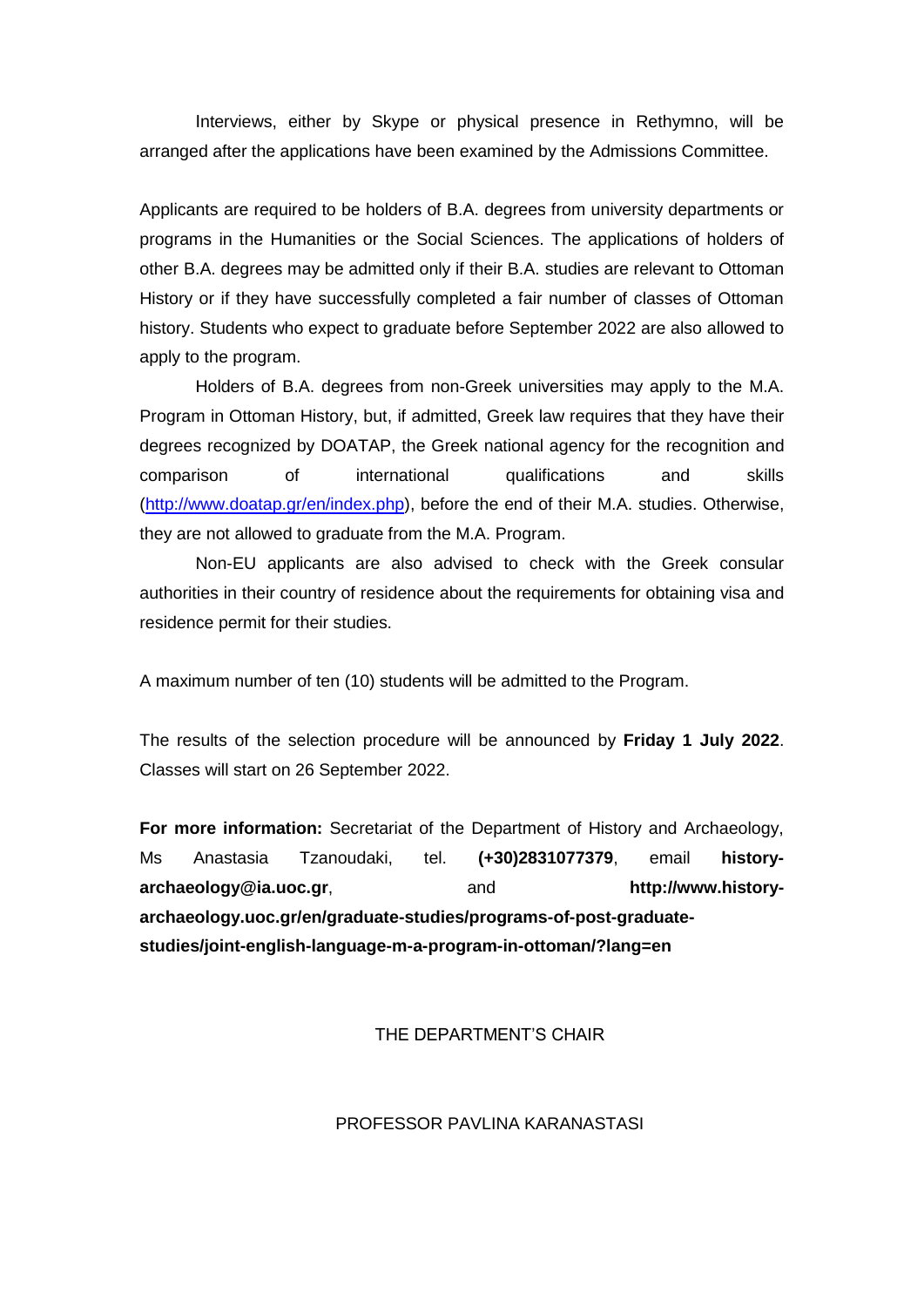Interviews, either by Skype or physical presence in Rethymno, will be arranged after the applications have been examined by the Admissions Committee.

Applicants are required to be holders of B.A. degrees from university departments or programs in the Humanities or the Social Sciences. The applications of holders of other B.A. degrees may be admitted only if their B.A. studies are relevant to Ottoman History or if they have successfully completed a fair number of classes of Ottoman history. Students who expect to graduate before September 2022 are also allowed to apply to the program.

Holders of B.A. degrees from non-Greek universities may apply to the M.A. Program in Ottoman History, but, if admitted, Greek law requires that they have their degrees recognized by DOATAP, the Greek national agency for the recognition and comparison of international qualifications and skills (http://www.doatap.gr/en/index.php), before the end of their M.A. studies. Otherwise, they are not allowed to graduate from the M.A. Program.

Non-EU applicants are also advised to check with the Greek consular authorities in their country of residence about the requirements for obtaining visa and residence permit for their studies.

A maximum number of ten (10) students will be admitted to the Program.

The results of the selection procedure will be announced by **Friday 1 July 2022**. Classes will start on 26 September 2022.

**For more information:** Secretariat of the Department of History and Archaeology, Ms Anastasia Tzanoudaki, tel. **(+30)2831077379**, email **history-archaeology@ia.uoc.gr**, and **http://www.history-archaeology.uoc.gr/en/graduate-studies/programs-of-post-graduate-studies/joint-english-language-m-a-program-in-ottoman/?lang=en**

THE DEPARTMENT'S CHAIR

PROFESSOR PAVLINA KARANASTASI